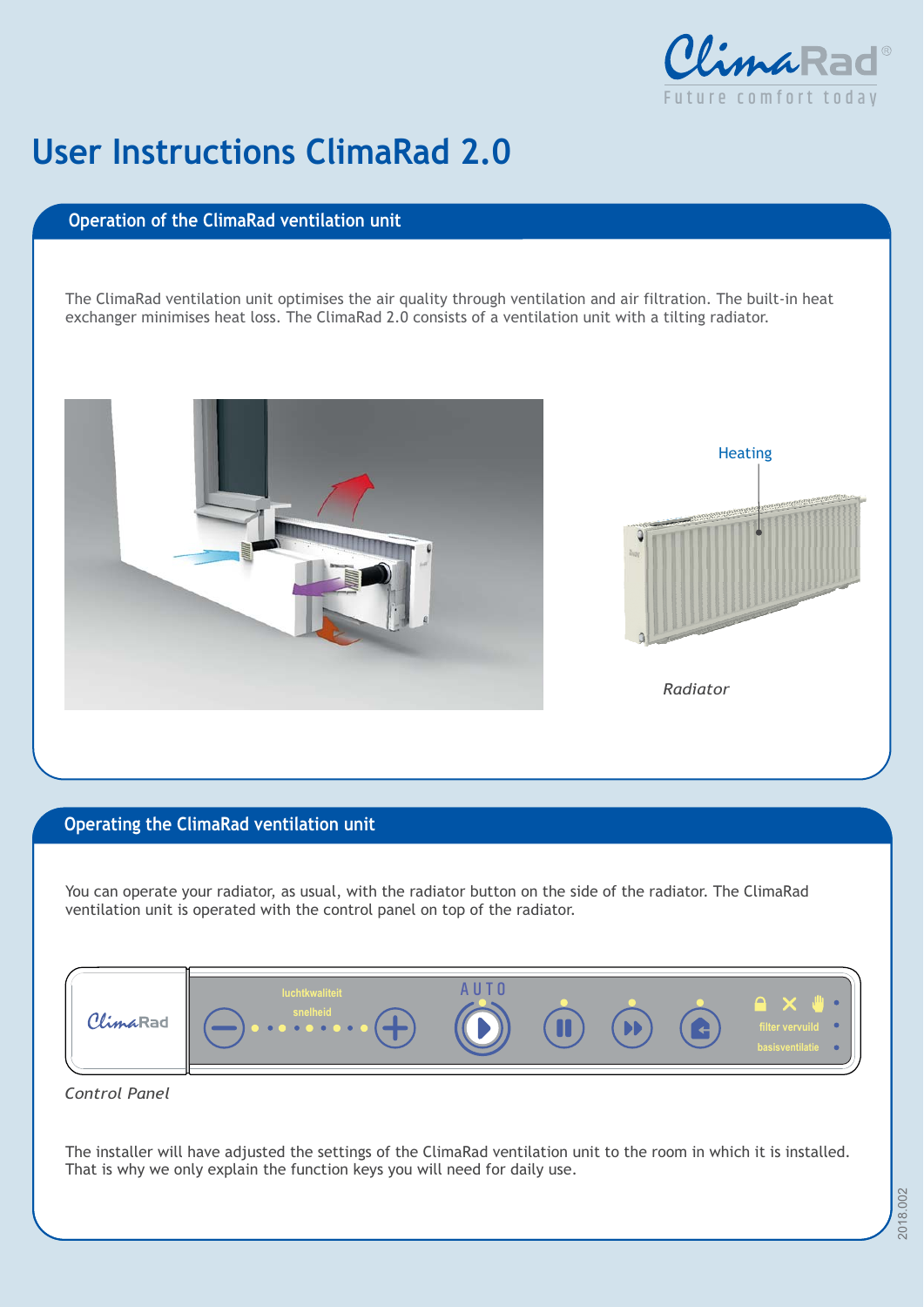# User Instructions ClimaRad 2.0

## Operation of the ClimaRad ventilation unit

The ClimaRad ventilation unit optimises the air quality through ventilation and air filtration. The built-in heat exchanger minimises heat loss. The ClimaRad 2.0 consists of a ventilation unit with a tilting radiator.

Heating

*Radiator*

## Operating the ClimaRad ventilation unit

You can operate your radiator, as usual, with the radiator button on the side of the radiator. The ClimaRad ventilation unit is operated with the control panel on top of the radiator.

luchtkwaliteit

snelheid

AUTO

filter vervuild

basisventilatie

*Control Panel*

The installer will have adjusted the settings of the ClimaRad ventilation unit to the room in which it is installed. That is why we only explain the function keys you will need for daily use.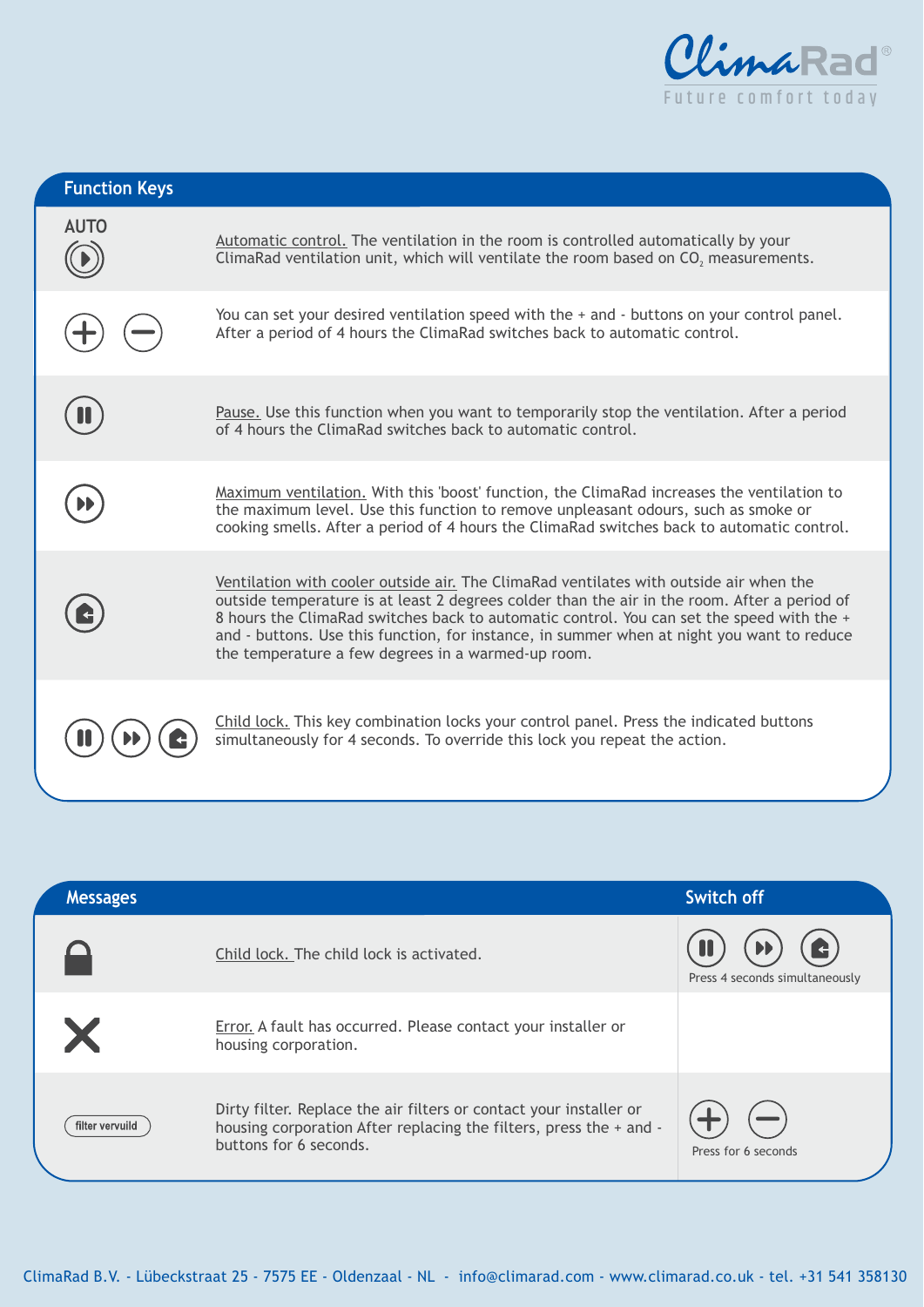ClimaRad®

Future comfort today

## Function Keys

| | |
|---|---|
| AUTO | Automatic control. The ventilation in the room is controlled automatically by your ClimaRad ventilation unit, which will ventilate the room based on $CO_2$ measurements. |
| + − | You can set your desired ventilation speed with the + and - buttons on your control panel. After a period of 4 hours the ClimaRad switches back to automatic control. |
| Pause | Pause. Use this function when you want to temporarily stop the ventilation. After a period of 4 hours the ClimaRad switches back to automatic control. |
| Boost | Maximum ventilation. With this 'boost' function, the ClimaRad increases the ventilation to the maximum level. Use this function to remove unpleasant odours, such as smoke or cooking smells. After a period of 4 hours the ClimaRad switches back to automatic control. |
| Cooler outside air | Ventilation with cooler outside air. The ClimaRad ventilates with outside air when the outside temperature is at least 2 degrees colder than the air in the room. After a period of 8 hours the ClimaRad switches back to automatic control. You can set the speed with the + and - buttons. Use this function, for instance, in summer when at night you want to reduce the temperature a few degrees in a warmed-up room. |
| Pause + Boost + Cooler outside air | Child lock. This key combination locks your control panel. Press the indicated buttons simultaneously for 4 seconds. To override this lock you repeat the action. |

## Messages

| Messages | | Switch off |
|---|---|---|
| Lock | Child lock. The child lock is activated. | Press 4 seconds simultaneously |
| X | Error. A fault has occurred. Please contact your installer or housing corporation. | |
| filter vervuild | Dirty filter. Replace the air filters or contact your installer or housing corporation After replacing the filters, press the + and - buttons for 6 seconds. | Press for 6 seconds |

ClimaRad B.V. - Lübeckstraat 25 - 7575 EE - Oldenzaal - NL - info@climarad.com - www.climarad.co.uk - tel. +31 541 358130